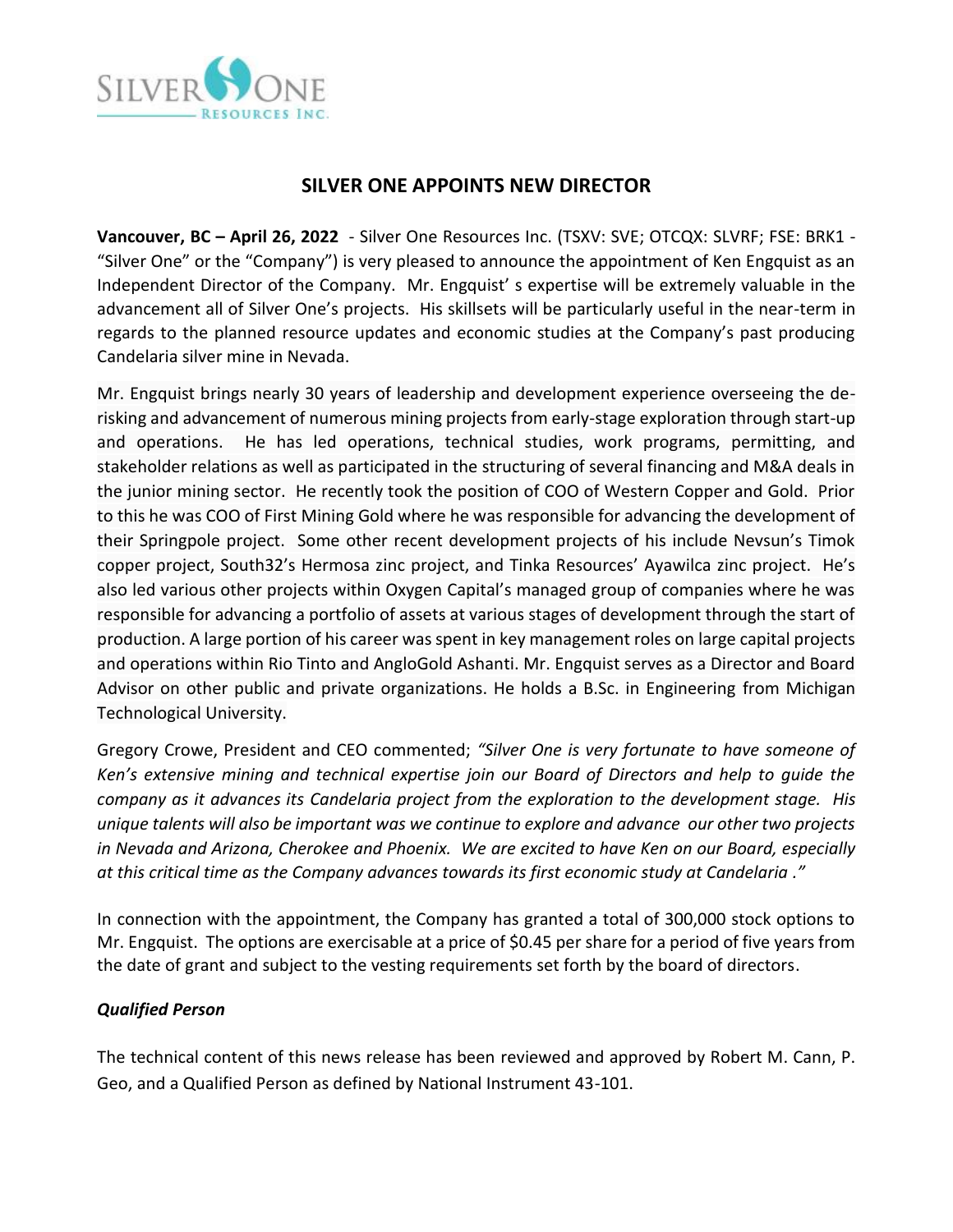# SILVER ONE APPOINTS NEW DIRECTOR

**Vancouver, BC – April 26, 2022** - Silver One Resources Inc. (TSXV: SVE; OTCQX: SLVRF; FSE: BRK1 - "Silver One" or the "Company") is very pleased to announce the appointment of Ken Engquist as an Independent Director of the Company. Mr. Engquist' s expertise will be extremely valuable in the advancement all of Silver One's projects. His skillsets will be particularly useful in the near-term in regards to the planned resource updates and economic studies at the Company's past producing Candelaria silver mine in Nevada.

Mr. Engquist brings nearly 30 years of leadership and development experience overseeing the de-risking and advancement of numerous mining projects from early-stage exploration through start-up and operations. He has led operations, technical studies, work programs, permitting, and stakeholder relations as well as participated in the structuring of several financing and M&A deals in the junior mining sector. He recently took the position of COO of Western Copper and Gold. Prior to this he was COO of First Mining Gold where he was responsible for advancing the development of their Springpole project. Some other recent development projects of his include Nevsun's Timok copper project, South32's Hermosa zinc project, and Tinka Resources' Ayawilca zinc project. He's also led various other projects within Oxygen Capital's managed group of companies where he was responsible for advancing a portfolio of assets at various stages of development through the start of production. A large portion of his career was spent in key management roles on large capital projects and operations within Rio Tinto and AngloGold Ashanti. Mr. Engquist serves as a Director and Board Advisor on other public and private organizations. He holds a B.Sc. in Engineering from Michigan Technological University.

Gregory Crowe, President and CEO commented; *"Silver One is very fortunate to have someone of Ken's extensive mining and technical expertise join our Board of Directors and help to guide the company as it advances its Candelaria project from the exploration to the development stage. His unique talents will also be important was we continue to explore and advance our other two projects in Nevada and Arizona, Cherokee and Phoenix. We are excited to have Ken on our Board, especially at this critical time as the Company advances towards its first economic study at Candelaria ."*

In connection with the appointment, the Company has granted a total of 300,000 stock options to Mr. Engquist. The options are exercisable at a price of $0.45 per share for a period of five years from the date of grant and subject to the vesting requirements set forth by the board of directors.

***Qualified Person***

The technical content of this news release has been reviewed and approved by Robert M. Cann, P. Geo, and a Qualified Person as defined by National Instrument 43-101.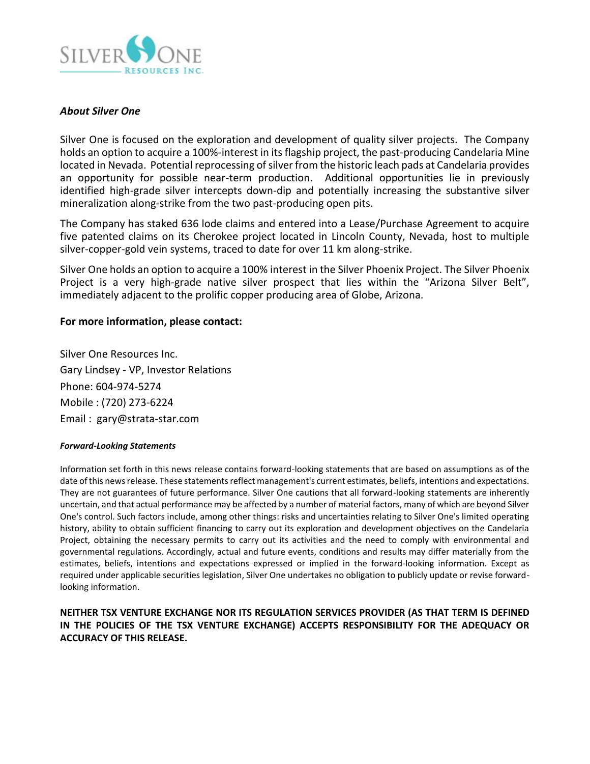### *About Silver One*

Silver One is focused on the exploration and development of quality silver projects. The Company holds an option to acquire a 100%-interest in its flagship project, the past-producing Candelaria Mine located in Nevada. Potential reprocessing of silver from the historic leach pads at Candelaria provides an opportunity for possible near-term production. Additional opportunities lie in previously identified high-grade silver intercepts down-dip and potentially increasing the substantive silver mineralization along-strike from the two past-producing open pits.

The Company has staked 636 lode claims and entered into a Lease/Purchase Agreement to acquire five patented claims on its Cherokee project located in Lincoln County, Nevada, host to multiple silver-copper-gold vein systems, traced to date for over 11 km along-strike.

Silver One holds an option to acquire a 100% interest in the Silver Phoenix Project. The Silver Phoenix Project is a very high-grade native silver prospect that lies within the "Arizona Silver Belt", immediately adjacent to the prolific copper producing area of Globe, Arizona.

**For more information, please contact:**

Silver One Resources Inc.
Gary Lindsey - VP, Investor Relations
Phone: 604-974-5274
Mobile : (720) 273-6224
Email : gary@strata-star.com

***Forward-Looking Statements***

Information set forth in this news release contains forward-looking statements that are based on assumptions as of the date of this news release. These statements reflect management's current estimates, beliefs, intentions and expectations. They are not guarantees of future performance. Silver One cautions that all forward-looking statements are inherently uncertain, and that actual performance may be affected by a number of material factors, many of which are beyond Silver One's control. Such factors include, among other things: risks and uncertainties relating to Silver One's limited operating history, ability to obtain sufficient financing to carry out its exploration and development objectives on the Candelaria Project, obtaining the necessary permits to carry out its activities and the need to comply with environmental and governmental regulations. Accordingly, actual and future events, conditions and results may differ materially from the estimates, beliefs, intentions and expectations expressed or implied in the forward-looking information. Except as required under applicable securities legislation, Silver One undertakes no obligation to publicly update or revise forward-looking information.

**NEITHER TSX VENTURE EXCHANGE NOR ITS REGULATION SERVICES PROVIDER (AS THAT TERM IS DEFINED IN THE POLICIES OF THE TSX VENTURE EXCHANGE) ACCEPTS RESPONSIBILITY FOR THE ADEQUACY OR ACCURACY OF THIS RELEASE.**